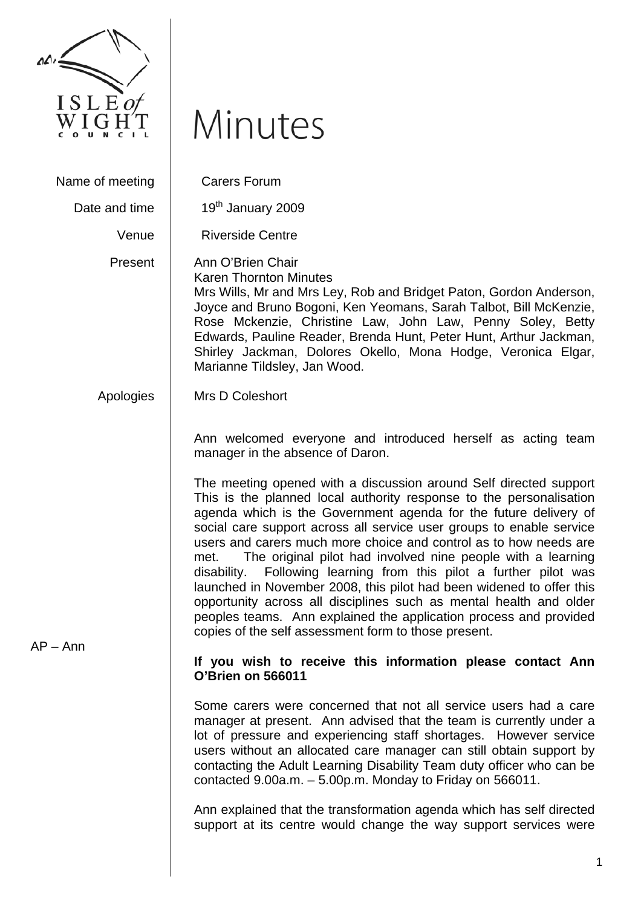# Minutes

| | |
|---|---|
| Name of meeting | Carers Forum |
| Date and time | 19th January 2009 |
| Venue | Riverside Centre |
| Present | Ann O'Brien Chair<br>Karen Thornton Minutes<br>Mrs Wills, Mr and Mrs Ley, Rob and Bridget Paton, Gordon Anderson, Joyce and Bruno Bogoni, Ken Yeomans, Sarah Talbot, Bill McKenzie, Rose Mckenzie, Christine Law, John Law, Penny Soley, Betty Edwards, Pauline Reader, Brenda Hunt, Peter Hunt, Arthur Jackman, Shirley Jackman, Dolores Okello, Mona Hodge, Veronica Elgar, Marianne Tildsley, Jan Wood. |
| Apologies | Mrs D Coleshort |

Ann welcomed everyone and introduced herself as acting team manager in the absence of Daron.

The meeting opened with a discussion around Self directed support This is the planned local authority response to the personalisation agenda which is the Government agenda for the future delivery of social care support across all service user groups to enable service users and carers much more choice and control as to how needs are met. The original pilot had involved nine people with a learning disability. Following learning from this pilot a further pilot was launched in November 2008, this pilot had been widened to offer this opportunity across all disciplines such as mental health and older peoples teams. Ann explained the application process and provided copies of the self assessment form to those present.

AP – Ann

**If you wish to receive this information please contact Ann O'Brien on 566011**

Some carers were concerned that not all service users had a care manager at present. Ann advised that the team is currently under a lot of pressure and experiencing staff shortages. However service users without an allocated care manager can still obtain support by contacting the Adult Learning Disability Team duty officer who can be contacted 9.00a.m. – 5.00p.m. Monday to Friday on 566011.

Ann explained that the transformation agenda which has self directed support at its centre would change the way support services were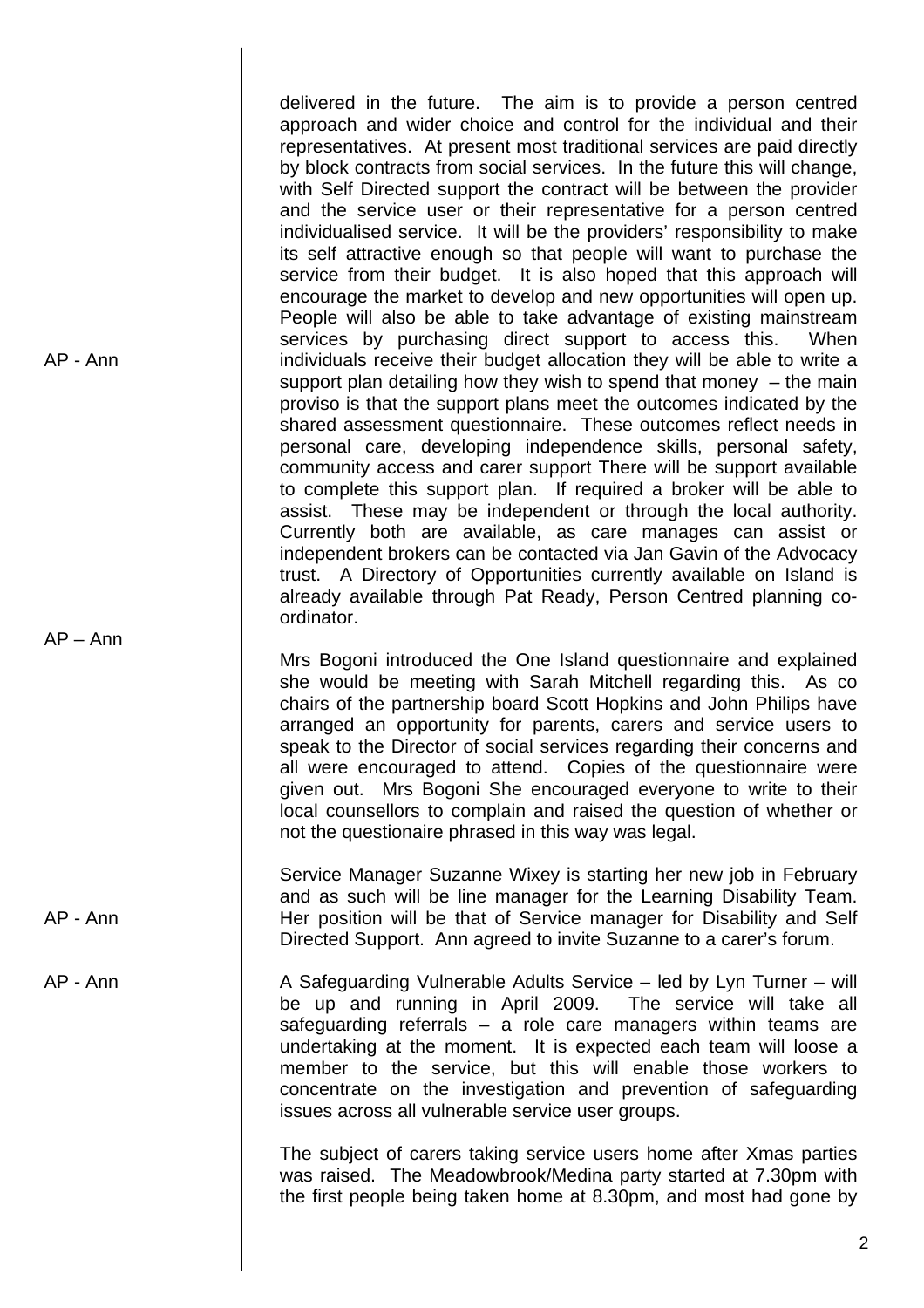delivered in the future. The aim is to provide a person centred approach and wider choice and control for the individual and their representatives. At present most traditional services are paid directly by block contracts from social services. In the future this will change, with Self Directed support the contract will be between the provider and the service user or their representative for a person centred individualised service. It will be the providers' responsibility to make its self attractive enough so that people will want to purchase the service from their budget. It is also hoped that this approach will encourage the market to develop and new opportunities will open up. People will also be able to take advantage of existing mainstream services by purchasing direct support to access this. When individuals receive their budget allocation they will be able to write a support plan detailing how they wish to spend that money – the main proviso is that the support plans meet the outcomes indicated by the shared assessment questionnaire. These outcomes reflect needs in personal care, developing independence skills, personal safety, community access and carer support There will be support available to complete this support plan. If required a broker will be able to assist. These may be independent or through the local authority. Currently both are available, as care manages can assist or independent brokers can be contacted via Jan Gavin of the Advocacy trust. A Directory of Opportunities currently available on Island is already available through Pat Ready, Person Centred planning co-ordinator.

AP - Ann

AP – Ann

Mrs Bogoni introduced the One Island questionnaire and explained she would be meeting with Sarah Mitchell regarding this. As co chairs of the partnership board Scott Hopkins and John Philips have arranged an opportunity for parents, carers and service users to speak to the Director of social services regarding their concerns and all were encouraged to attend. Copies of the questionnaire were given out. Mrs Bogoni She encouraged everyone to write to their local counsellors to complain and raised the question of whether or not the questionaire phrased in this way was legal.

AP - Ann

Service Manager Suzanne Wixey is starting her new job in February and as such will be line manager for the Learning Disability Team. Her position will be that of Service manager for Disability and Self Directed Support. Ann agreed to invite Suzanne to a carer's forum.

AP - Ann

A Safeguarding Vulnerable Adults Service – led by Lyn Turner – will be up and running in April 2009. The service will take all safeguarding referrals – a role care managers within teams are undertaking at the moment. It is expected each team will loose a member to the service, but this will enable those workers to concentrate on the investigation and prevention of safeguarding issues across all vulnerable service user groups.

The subject of carers taking service users home after Xmas parties was raised. The Meadowbrook/Medina party started at 7.30pm with the first people being taken home at 8.30pm, and most had gone by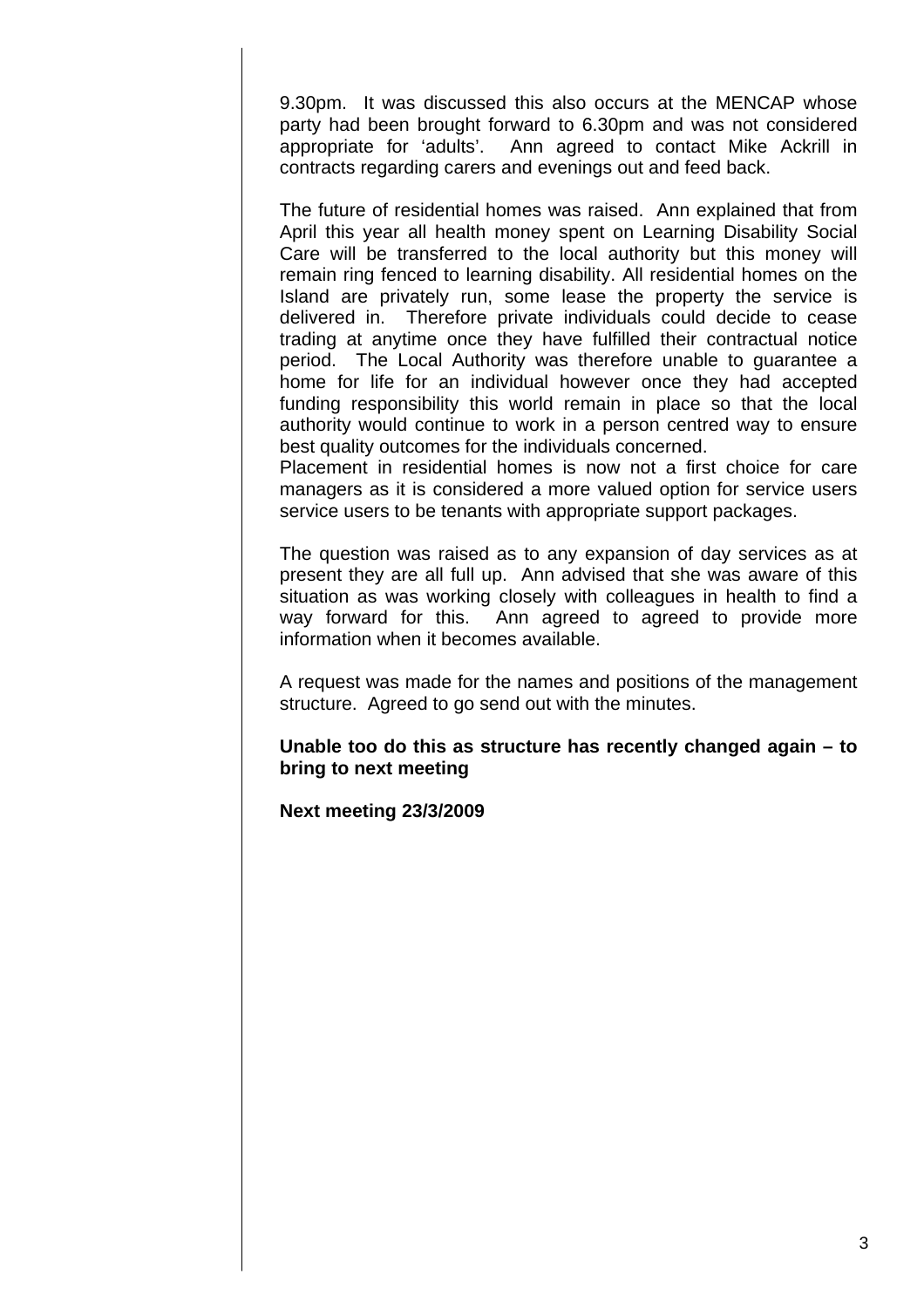9.30pm. It was discussed this also occurs at the MENCAP whose party had been brought forward to 6.30pm and was not considered appropriate for 'adults'. Ann agreed to contact Mike Ackrill in contracts regarding carers and evenings out and feed back.

The future of residential homes was raised. Ann explained that from April this year all health money spent on Learning Disability Social Care will be transferred to the local authority but this money will remain ring fenced to learning disability. All residential homes on the Island are privately run, some lease the property the service is delivered in. Therefore private individuals could decide to cease trading at anytime once they have fulfilled their contractual notice period. The Local Authority was therefore unable to guarantee a home for life for an individual however once they had accepted funding responsibility this world remain in place so that the local authority would continue to work in a person centred way to ensure best quality outcomes for the individuals concerned.
Placement in residential homes is now not a first choice for care managers as it is considered a more valued option for service users service users to be tenants with appropriate support packages.

The question was raised as to any expansion of day services as at present they are all full up. Ann advised that she was aware of this situation as was working closely with colleagues in health to find a way forward for this. Ann agreed to agreed to provide more information when it becomes available.

A request was made for the names and positions of the management structure. Agreed to go send out with the minutes.

**Unable too do this as structure has recently changed again – to bring to next meeting**

**Next meeting 23/3/2009**